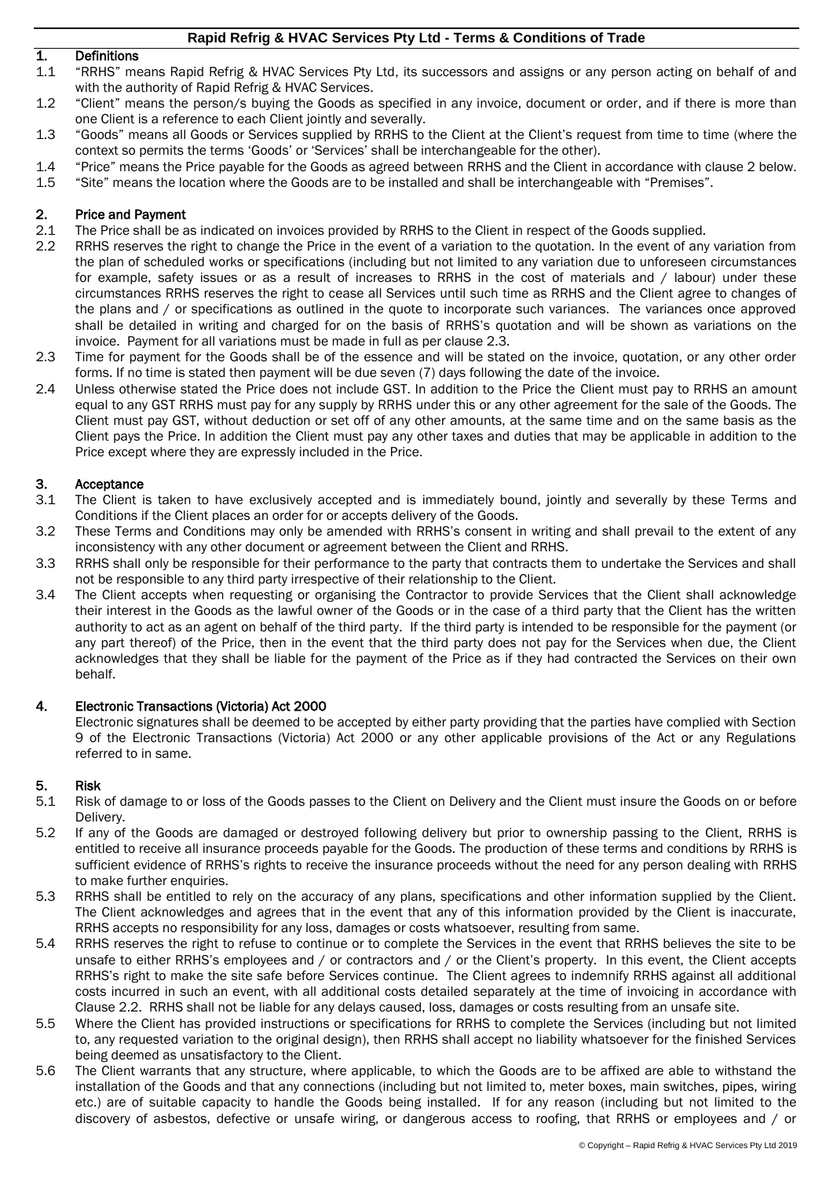# Rapid Refrig & HVAC Services Pty Ltd - Terms & Conditions of Trade

## 1. Definitions

1.1 "RRHS" means Rapid Refrig & HVAC Services Pty Ltd, its successors and assigns or any person acting on behalf of and with the authority of Rapid Refrig & HVAC Services.

1.2 "Client" means the person/s buying the Goods as specified in any invoice, document or order, and if there is more than one Client is a reference to each Client jointly and severally.

1.3 "Goods" means all Goods or Services supplied by RRHS to the Client at the Client's request from time to time (where the context so permits the terms 'Goods' or 'Services' shall be interchangeable for the other).

1.4 "Price" means the Price payable for the Goods as agreed between RRHS and the Client in accordance with clause 2 below.

1.5 "Site" means the location where the Goods are to be installed and shall be interchangeable with "Premises".

## 2. Price and Payment

2.1 The Price shall be as indicated on invoices provided by RRHS to the Client in respect of the Goods supplied.

2.2 RRHS reserves the right to change the Price in the event of a variation to the quotation. In the event of any variation from the plan of scheduled works or specifications (including but not limited to any variation due to unforeseen circumstances for example, safety issues or as a result of increases to RRHS in the cost of materials and / labour) under these circumstances RRHS reserves the right to cease all Services until such time as RRHS and the Client agree to changes of the plans and / or specifications as outlined in the quote to incorporate such variances. The variances once approved shall be detailed in writing and charged for on the basis of RRHS's quotation and will be shown as variations on the invoice. Payment for all variations must be made in full as per clause 2.3.

2.3 Time for payment for the Goods shall be of the essence and will be stated on the invoice, quotation, or any other order forms. If no time is stated then payment will be due seven (7) days following the date of the invoice.

2.4 Unless otherwise stated the Price does not include GST. In addition to the Price the Client must pay to RRHS an amount equal to any GST RRHS must pay for any supply by RRHS under this or any other agreement for the sale of the Goods. The Client must pay GST, without deduction or set off of any other amounts, at the same time and on the same basis as the Client pays the Price. In addition the Client must pay any other taxes and duties that may be applicable in addition to the Price except where they are expressly included in the Price.

## 3. Acceptance

3.1 The Client is taken to have exclusively accepted and is immediately bound, jointly and severally by these Terms and Conditions if the Client places an order for or accepts delivery of the Goods.

3.2 These Terms and Conditions may only be amended with RRHS's consent in writing and shall prevail to the extent of any inconsistency with any other document or agreement between the Client and RRHS.

3.3 RRHS shall only be responsible for their performance to the party that contracts them to undertake the Services and shall not be responsible to any third party irrespective of their relationship to the Client.

3.4 The Client accepts when requesting or organising the Contractor to provide Services that the Client shall acknowledge their interest in the Goods as the lawful owner of the Goods or in the case of a third party that the Client has the written authority to act as an agent on behalf of the third party. If the third party is intended to be responsible for the payment (or any part thereof) of the Price, then in the event that the third party does not pay for the Services when due, the Client acknowledges that they shall be liable for the payment of the Price as if they had contracted the Services on their own behalf.

## 4. Electronic Transactions (Victoria) Act 2000

Electronic signatures shall be deemed to be accepted by either party providing that the parties have complied with Section 9 of the Electronic Transactions (Victoria) Act 2000 or any other applicable provisions of the Act or any Regulations referred to in same.

## 5. Risk

5.1 Risk of damage to or loss of the Goods passes to the Client on Delivery and the Client must insure the Goods on or before Delivery.

5.2 If any of the Goods are damaged or destroyed following delivery but prior to ownership passing to the Client, RRHS is entitled to receive all insurance proceeds payable for the Goods. The production of these terms and conditions by RRHS is sufficient evidence of RRHS's rights to receive the insurance proceeds without the need for any person dealing with RRHS to make further enquiries.

5.3 RRHS shall be entitled to rely on the accuracy of any plans, specifications and other information supplied by the Client. The Client acknowledges and agrees that in the event that any of this information provided by the Client is inaccurate, RRHS accepts no responsibility for any loss, damages or costs whatsoever, resulting from same.

5.4 RRHS reserves the right to refuse to continue or to complete the Services in the event that RRHS believes the site to be unsafe to either RRHS's employees and / or contractors and / or the Client's property. In this event, the Client accepts RRHS's right to make the site safe before Services continue. The Client agrees to indemnify RRHS against all additional costs incurred in such an event, with all additional costs detailed separately at the time of invoicing in accordance with Clause 2.2. RRHS shall not be liable for any delays caused, loss, damages or costs resulting from an unsafe site.

5.5 Where the Client has provided instructions or specifications for RRHS to complete the Services (including but not limited to, any requested variation to the original design), then RRHS shall accept no liability whatsoever for the finished Services being deemed as unsatisfactory to the Client.

5.6 The Client warrants that any structure, where applicable, to which the Goods are to be affixed are able to withstand the installation of the Goods and that any connections (including but not limited to, meter boxes, main switches, pipes, wiring etc.) are of suitable capacity to handle the Goods being installed. If for any reason (including but not limited to the discovery of asbestos, defective or unsafe wiring, or dangerous access to roofing, that RRHS or employees and / or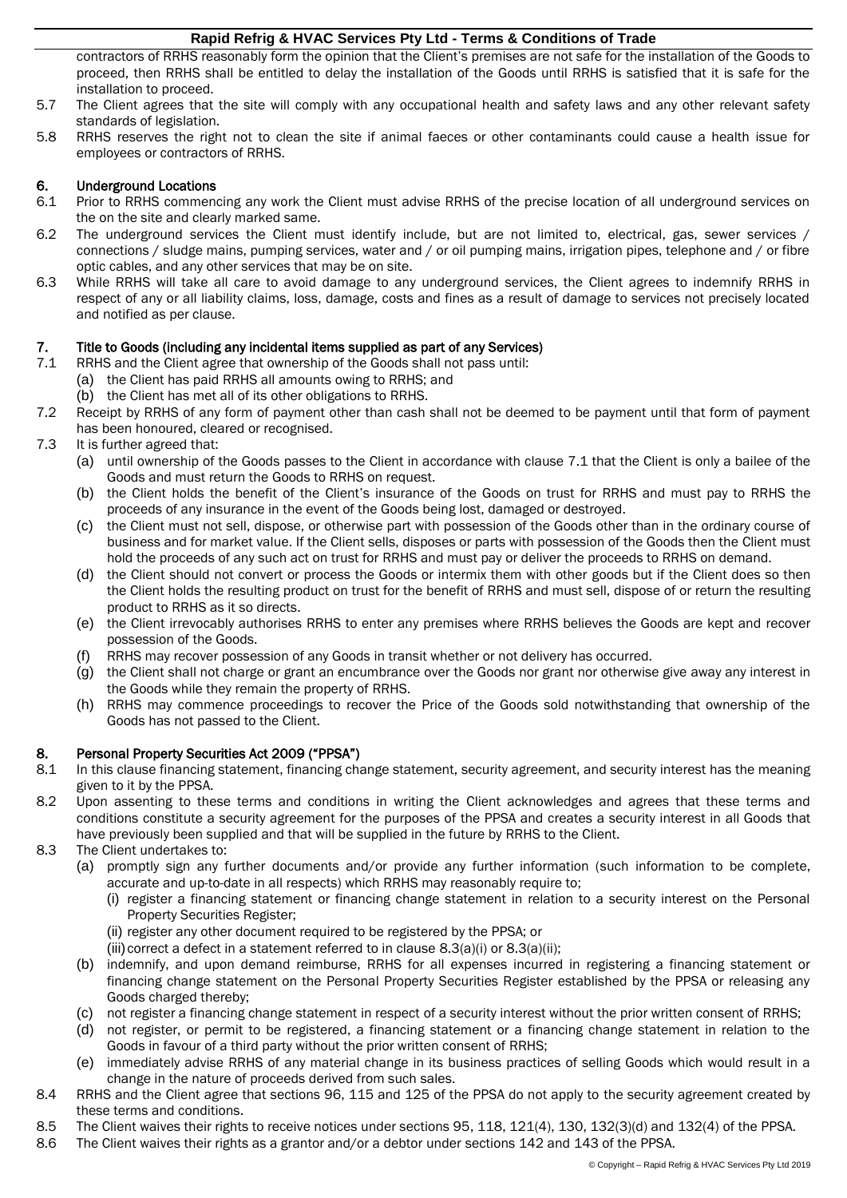contractors of RRHS reasonably form the opinion that the Client's premises are not safe for the installation of the Goods to proceed, then RRHS shall be entitled to delay the installation of the Goods until RRHS is satisfied that it is safe for the installation to proceed.

5.7 The Client agrees that the site will comply with any occupational health and safety laws and any other relevant safety standards of legislation.

5.8 RRHS reserves the right not to clean the site if animal faeces or other contaminants could cause a health issue for employees or contractors of RRHS.

## 6. Underground Locations

6.1 Prior to RRHS commencing any work the Client must advise RRHS of the precise location of all underground services on the on the site and clearly marked same.

6.2 The underground services the Client must identify include, but are not limited to, electrical, gas, sewer services / connections / sludge mains, pumping services, water and / or oil pumping mains, irrigation pipes, telephone and / or fibre optic cables, and any other services that may be on site.

6.3 While RRHS will take all care to avoid damage to any underground services, the Client agrees to indemnify RRHS in respect of any or all liability claims, loss, damage, costs and fines as a result of damage to services not precisely located and notified as per clause.

## 7. Title to Goods (including any incidental items supplied as part of any Services)

7.1 RRHS and the Client agree that ownership of the Goods shall not pass until:
- (a) the Client has paid RRHS all amounts owing to RRHS; and
- (b) the Client has met all of its other obligations to RRHS.

7.2 Receipt by RRHS of any form of payment other than cash shall not be deemed to be payment until that form of payment has been honoured, cleared or recognised.

7.3 It is further agreed that:
- (a) until ownership of the Goods passes to the Client in accordance with clause 7.1 that the Client is only a bailee of the Goods and must return the Goods to RRHS on request.
- (b) the Client holds the benefit of the Client's insurance of the Goods on trust for RRHS and must pay to RRHS the proceeds of any insurance in the event of the Goods being lost, damaged or destroyed.
- (c) the Client must not sell, dispose, or otherwise part with possession of the Goods other than in the ordinary course of business and for market value. If the Client sells, disposes or parts with possession of the Goods then the Client must hold the proceeds of any such act on trust for RRHS and must pay or deliver the proceeds to RRHS on demand.
- (d) the Client should not convert or process the Goods or intermix them with other goods but if the Client does so then the Client holds the resulting product on trust for the benefit of RRHS and must sell, dispose of or return the resulting product to RRHS as it so directs.
- (e) the Client irrevocably authorises RRHS to enter any premises where RRHS believes the Goods are kept and recover possession of the Goods.
- (f) RRHS may recover possession of any Goods in transit whether or not delivery has occurred.
- (g) the Client shall not charge or grant an encumbrance over the Goods nor grant nor otherwise give away any interest in the Goods while they remain the property of RRHS.
- (h) RRHS may commence proceedings to recover the Price of the Goods sold notwithstanding that ownership of the Goods has not passed to the Client.

## 8. Personal Property Securities Act 2009 ("PPSA")

8.1 In this clause financing statement, financing change statement, security agreement, and security interest has the meaning given to it by the PPSA.

8.2 Upon assenting to these terms and conditions in writing the Client acknowledges and agrees that these terms and conditions constitute a security agreement for the purposes of the PPSA and creates a security interest in all Goods that have previously been supplied and that will be supplied in the future by RRHS to the Client.

8.3 The Client undertakes to:
- (a) promptly sign any further documents and/or provide any further information (such information to be complete, accurate and up-to-date in all respects) which RRHS may reasonably require to;
  - (i) register a financing statement or financing change statement in relation to a security interest on the Personal Property Securities Register;
  - (ii) register any other document required to be registered by the PPSA; or
  - (iii) correct a defect in a statement referred to in clause 8.3(a)(i) or 8.3(a)(ii);
- (b) indemnify, and upon demand reimburse, RRHS for all expenses incurred in registering a financing statement or financing change statement on the Personal Property Securities Register established by the PPSA or releasing any Goods charged thereby;
- (c) not register a financing change statement in respect of a security interest without the prior written consent of RRHS;
- (d) not register, or permit to be registered, a financing statement or a financing change statement in relation to the Goods in favour of a third party without the prior written consent of RRHS;
- (e) immediately advise RRHS of any material change in its business practices of selling Goods which would result in a change in the nature of proceeds derived from such sales.

8.4 RRHS and the Client agree that sections 96, 115 and 125 of the PPSA do not apply to the security agreement created by these terms and conditions.

8.5 The Client waives their rights to receive notices under sections 95, 118, 121(4), 130, 132(3)(d) and 132(4) of the PPSA.

8.6 The Client waives their rights as a grantor and/or a debtor under sections 142 and 143 of the PPSA.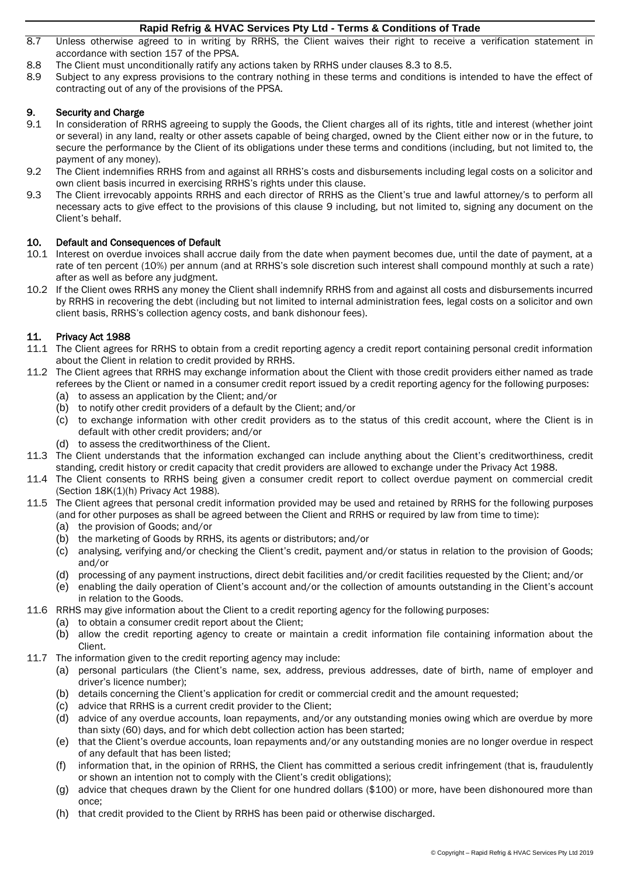8.7 Unless otherwise agreed to in writing by RRHS, the Client waives their right to receive a verification statement in accordance with section 157 of the PPSA.

8.8 The Client must unconditionally ratify any actions taken by RRHS under clauses 8.3 to 8.5.

8.9 Subject to any express provisions to the contrary nothing in these terms and conditions is intended to have the effect of contracting out of any of the provisions of the PPSA.

## 9. Security and Charge

9.1 In consideration of RRHS agreeing to supply the Goods, the Client charges all of its rights, title and interest (whether joint or several) in any land, realty or other assets capable of being charged, owned by the Client either now or in the future, to secure the performance by the Client of its obligations under these terms and conditions (including, but not limited to, the payment of any money).

9.2 The Client indemnifies RRHS from and against all RRHS's costs and disbursements including legal costs on a solicitor and own client basis incurred in exercising RRHS's rights under this clause.

9.3 The Client irrevocably appoints RRHS and each director of RRHS as the Client's true and lawful attorney/s to perform all necessary acts to give effect to the provisions of this clause 9 including, but not limited to, signing any document on the Client's behalf.

## 10. Default and Consequences of Default

10.1 Interest on overdue invoices shall accrue daily from the date when payment becomes due, until the date of payment, at a rate of ten percent (10%) per annum (and at RRHS's sole discretion such interest shall compound monthly at such a rate) after as well as before any judgment.

10.2 If the Client owes RRHS any money the Client shall indemnify RRHS from and against all costs and disbursements incurred by RRHS in recovering the debt (including but not limited to internal administration fees, legal costs on a solicitor and own client basis, RRHS's collection agency costs, and bank dishonour fees).

## 11. Privacy Act 1988

11.1 The Client agrees for RRHS to obtain from a credit reporting agency a credit report containing personal credit information about the Client in relation to credit provided by RRHS.

11.2 The Client agrees that RRHS may exchange information about the Client with those credit providers either named as trade referees by the Client or named in a consumer credit report issued by a credit reporting agency for the following purposes:

(a) to assess an application by the Client; and/or

(b) to notify other credit providers of a default by the Client; and/or

(c) to exchange information with other credit providers as to the status of this credit account, where the Client is in default with other credit providers; and/or

(d) to assess the creditworthiness of the Client.

11.3 The Client understands that the information exchanged can include anything about the Client's creditworthiness, credit standing, credit history or credit capacity that credit providers are allowed to exchange under the Privacy Act 1988.

11.4 The Client consents to RRHS being given a consumer credit report to collect overdue payment on commercial credit (Section 18K(1)(h) Privacy Act 1988).

11.5 The Client agrees that personal credit information provided may be used and retained by RRHS for the following purposes (and for other purposes as shall be agreed between the Client and RRHS or required by law from time to time):

(a) the provision of Goods; and/or

(b) the marketing of Goods by RRHS, its agents or distributors; and/or

(c) analysing, verifying and/or checking the Client's credit, payment and/or status in relation to the provision of Goods; and/or

(d) processing of any payment instructions, direct debit facilities and/or credit facilities requested by the Client; and/or

(e) enabling the daily operation of Client's account and/or the collection of amounts outstanding in the Client's account in relation to the Goods.

11.6 RRHS may give information about the Client to a credit reporting agency for the following purposes:

(a) to obtain a consumer credit report about the Client;

(b) allow the credit reporting agency to create or maintain a credit information file containing information about the Client.

11.7 The information given to the credit reporting agency may include:

(a) personal particulars (the Client's name, sex, address, previous addresses, date of birth, name of employer and driver's licence number);

(b) details concerning the Client's application for credit or commercial credit and the amount requested;

(c) advice that RRHS is a current credit provider to the Client;

(d) advice of any overdue accounts, loan repayments, and/or any outstanding monies owing which are overdue by more than sixty (60) days, and for which debt collection action has been started;

(e) that the Client's overdue accounts, loan repayments and/or any outstanding monies are no longer overdue in respect of any default that has been listed;

(f) information that, in the opinion of RRHS, the Client has committed a serious credit infringement (that is, fraudulently or shown an intention not to comply with the Client's credit obligations);

(g) advice that cheques drawn by the Client for one hundred dollars ($100) or more, have been dishonoured more than once;

(h) that credit provided to the Client by RRHS has been paid or otherwise discharged.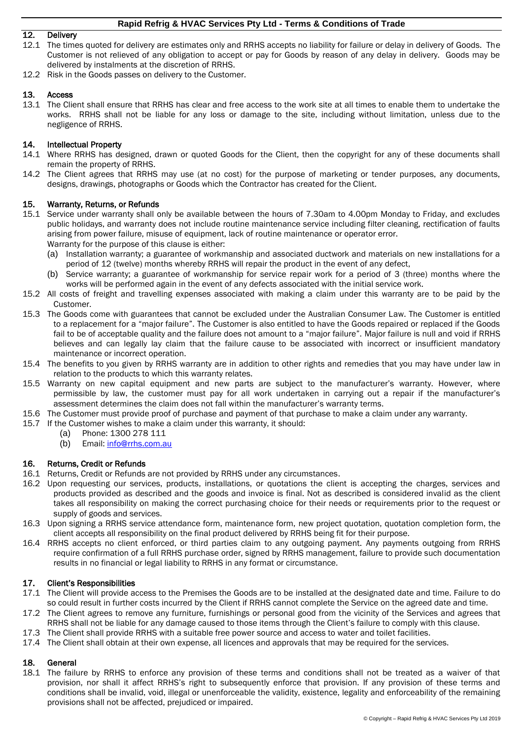## 12. Delivery

12.1 The times quoted for delivery are estimates only and RRHS accepts no liability for failure or delay in delivery of Goods. The Customer is not relieved of any obligation to accept or pay for Goods by reason of any delay in delivery. Goods may be delivered by instalments at the discretion of RRHS.

12.2 Risk in the Goods passes on delivery to the Customer.

## 13. Access

13.1 The Client shall ensure that RRHS has clear and free access to the work site at all times to enable them to undertake the works. RRHS shall not be liable for any loss or damage to the site, including without limitation, unless due to the negligence of RRHS.

## 14. Intellectual Property

14.1 Where RRHS has designed, drawn or quoted Goods for the Client, then the copyright for any of these documents shall remain the property of RRHS.

14.2 The Client agrees that RRHS may use (at no cost) for the purpose of marketing or tender purposes, any documents, designs, drawings, photographs or Goods which the Contractor has created for the Client.

## 15. Warranty, Returns, or Refunds

15.1 Service under warranty shall only be available between the hours of 7.30am to 4.00pm Monday to Friday, and excludes public holidays, and warranty does not include routine maintenance service including filter cleaning, rectification of faults arising from power failure, misuse of equipment, lack of routine maintenance or operator error.
Warranty for the purpose of this clause is either:
- (a) Installation warranty; a guarantee of workmanship and associated ductwork and materials on new installations for a period of 12 (twelve) months whereby RRHS will repair the product in the event of any defect,
- (b) Service warranty; a guarantee of workmanship for service repair work for a period of 3 (three) months where the works will be performed again in the event of any defects associated with the initial service work.

15.2 All costs of freight and travelling expenses associated with making a claim under this warranty are to be paid by the Customer.

15.3 The Goods come with guarantees that cannot be excluded under the Australian Consumer Law. The Customer is entitled to a replacement for a "major failure". The Customer is also entitled to have the Goods repaired or replaced if the Goods fail to be of acceptable quality and the failure does not amount to a "major failure". Major failure is null and void if RRHS believes and can legally lay claim that the failure cause to be associated with incorrect or insufficient mandatory maintenance or incorrect operation.

15.4 The benefits to you given by RRHS warranty are in addition to other rights and remedies that you may have under law in relation to the products to which this warranty relates.

15.5 Warranty on new capital equipment and new parts are subject to the manufacturer's warranty. However, where permissible by law, the customer must pay for all work undertaken in carrying out a repair if the manufacturer's assessment determines the claim does not fall within the manufacturer's warranty terms.

15.6 The Customer must provide proof of purchase and payment of that purchase to make a claim under any warranty.

15.7 If the Customer wishes to make a claim under this warranty, it should:
- (a) Phone: 1300 278 111
- (b) Email: info@rrhs.com.au

## 16. Returns, Credit or Refunds

16.1 Returns, Credit or Refunds are not provided by RRHS under any circumstances.

16.2 Upon requesting our services, products, installations, or quotations the client is accepting the charges, services and products provided as described and the goods and invoice is final. Not as described is considered invalid as the client takes all responsibility on making the correct purchasing choice for their needs or requirements prior to the request or supply of goods and services.

16.3 Upon signing a RRHS service attendance form, maintenance form, new project quotation, quotation completion form, the client accepts all responsibility on the final product delivered by RRHS being fit for their purpose.

16.4 RRHS accepts no client enforced, or third parties claim to any outgoing payment. Any payments outgoing from RRHS require confirmation of a full RRHS purchase order, signed by RRHS management, failure to provide such documentation results in no financial or legal liability to RRHS in any format or circumstance.

## 17. Client's Responsibilities

17.1 The Client will provide access to the Premises the Goods are to be installed at the designated date and time. Failure to do so could result in further costs incurred by the Client if RRHS cannot complete the Service on the agreed date and time.

17.2 The Client agrees to remove any furniture, furnishings or personal good from the vicinity of the Services and agrees that RRHS shall not be liable for any damage caused to those items through the Client's failure to comply with this clause.

17.3 The Client shall provide RRHS with a suitable free power source and access to water and toilet facilities.

17.4 The Client shall obtain at their own expense, all licences and approvals that may be required for the services.

## 18. General

18.1 The failure by RRHS to enforce any provision of these terms and conditions shall not be treated as a waiver of that provision, nor shall it affect RRHS's right to subsequently enforce that provision. If any provision of these terms and conditions shall be invalid, void, illegal or unenforceable the validity, existence, legality and enforceability of the remaining provisions shall not be affected, prejudiced or impaired.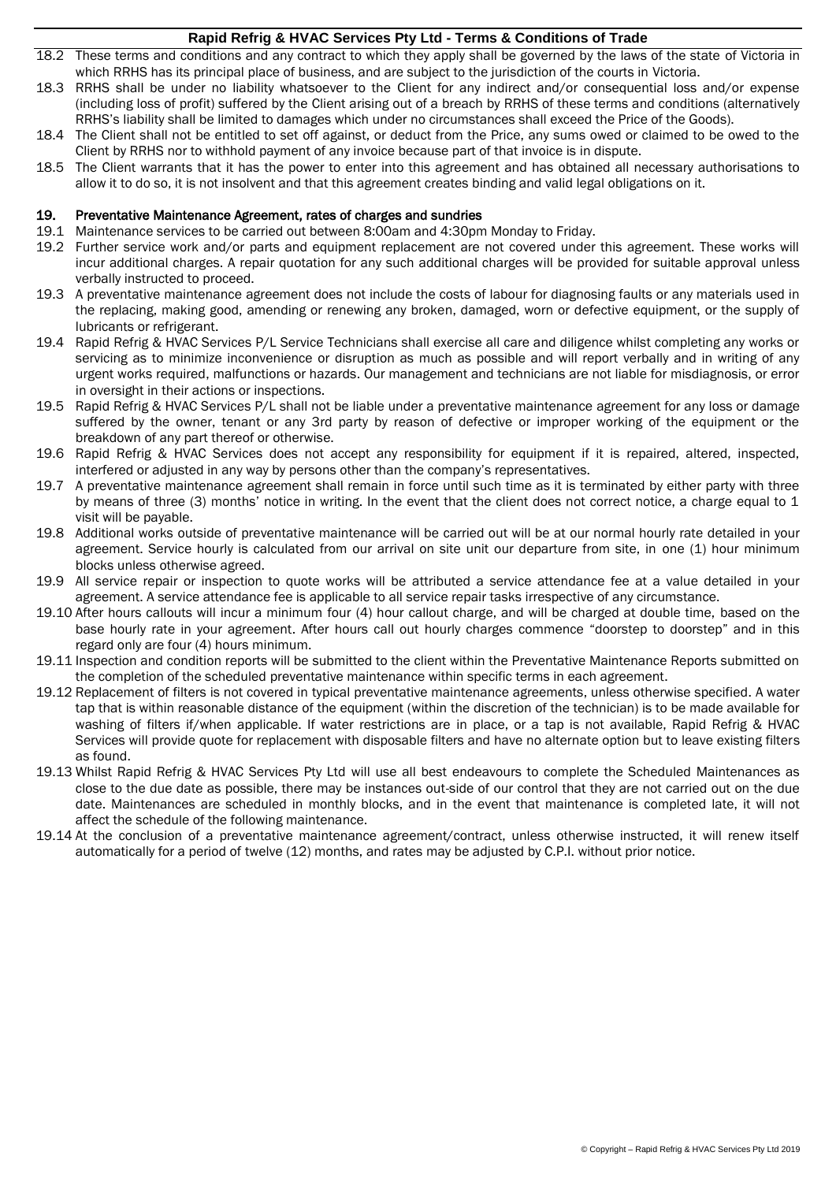18.2 These terms and conditions and any contract to which they apply shall be governed by the laws of the state of Victoria in which RRHS has its principal place of business, and are subject to the jurisdiction of the courts in Victoria.

18.3 RRHS shall be under no liability whatsoever to the Client for any indirect and/or consequential loss and/or expense (including loss of profit) suffered by the Client arising out of a breach by RRHS of these terms and conditions (alternatively RRHS's liability shall be limited to damages which under no circumstances shall exceed the Price of the Goods).

18.4 The Client shall not be entitled to set off against, or deduct from the Price, any sums owed or claimed to be owed to the Client by RRHS nor to withhold payment of any invoice because part of that invoice is in dispute.

18.5 The Client warrants that it has the power to enter into this agreement and has obtained all necessary authorisations to allow it to do so, it is not insolvent and that this agreement creates binding and valid legal obligations on it.

## 19. Preventative Maintenance Agreement, rates of charges and sundries

19.1 Maintenance services to be carried out between 8:00am and 4:30pm Monday to Friday.

19.2 Further service work and/or parts and equipment replacement are not covered under this agreement. These works will incur additional charges. A repair quotation for any such additional charges will be provided for suitable approval unless verbally instructed to proceed.

19.3 A preventative maintenance agreement does not include the costs of labour for diagnosing faults or any materials used in the replacing, making good, amending or renewing any broken, damaged, worn or defective equipment, or the supply of lubricants or refrigerant.

19.4 Rapid Refrig & HVAC Services P/L Service Technicians shall exercise all care and diligence whilst completing any works or servicing as to minimize inconvenience or disruption as much as possible and will report verbally and in writing of any urgent works required, malfunctions or hazards. Our management and technicians are not liable for misdiagnosis, or error in oversight in their actions or inspections.

19.5 Rapid Refrig & HVAC Services P/L shall not be liable under a preventative maintenance agreement for any loss or damage suffered by the owner, tenant or any 3rd party by reason of defective or improper working of the equipment or the breakdown of any part thereof or otherwise.

19.6 Rapid Refrig & HVAC Services does not accept any responsibility for equipment if it is repaired, altered, inspected, interfered or adjusted in any way by persons other than the company's representatives.

19.7 A preventative maintenance agreement shall remain in force until such time as it is terminated by either party with three by means of three (3) months' notice in writing. In the event that the client does not correct notice, a charge equal to 1 visit will be payable.

19.8 Additional works outside of preventative maintenance will be carried out will be at our normal hourly rate detailed in your agreement. Service hourly is calculated from our arrival on site unit our departure from site, in one (1) hour minimum blocks unless otherwise agreed.

19.9 All service repair or inspection to quote works will be attributed a service attendance fee at a value detailed in your agreement. A service attendance fee is applicable to all service repair tasks irrespective of any circumstance.

19.10 After hours callouts will incur a minimum four (4) hour callout charge, and will be charged at double time, based on the base hourly rate in your agreement. After hours call out hourly charges commence "doorstep to doorstep" and in this regard only are four (4) hours minimum.

19.11 Inspection and condition reports will be submitted to the client within the Preventative Maintenance Reports submitted on the completion of the scheduled preventative maintenance within specific terms in each agreement.

19.12 Replacement of filters is not covered in typical preventative maintenance agreements, unless otherwise specified. A water tap that is within reasonable distance of the equipment (within the discretion of the technician) is to be made available for washing of filters if/when applicable. If water restrictions are in place, or a tap is not available, Rapid Refrig & HVAC Services will provide quote for replacement with disposable filters and have no alternate option but to leave existing filters as found.

19.13 Whilst Rapid Refrig & HVAC Services Pty Ltd will use all best endeavours to complete the Scheduled Maintenances as close to the due date as possible, there may be instances out-side of our control that they are not carried out on the due date. Maintenances are scheduled in monthly blocks, and in the event that maintenance is completed late, it will not affect the schedule of the following maintenance.

19.14 At the conclusion of a preventative maintenance agreement/contract, unless otherwise instructed, it will renew itself automatically for a period of twelve (12) months, and rates may be adjusted by C.P.I. without prior notice.